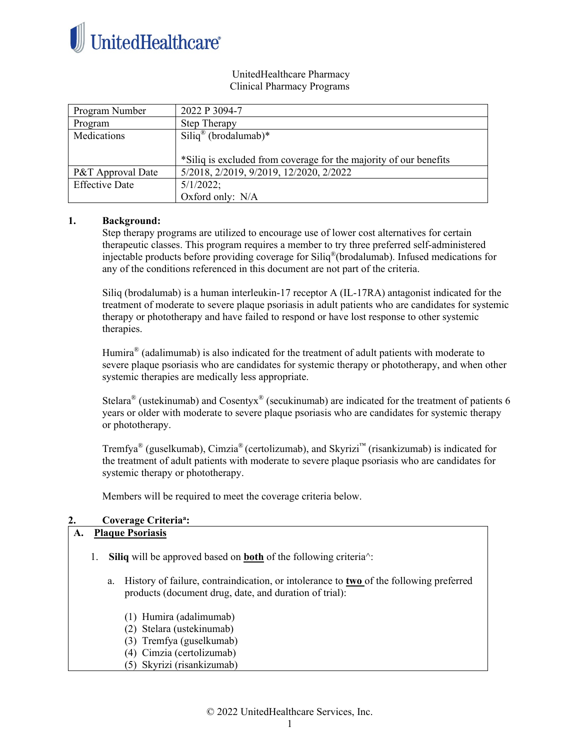UnitedHealthcare

UnitedHealthcare Pharmacy
Clinical Pharmacy Programs

| Program Number | 2022 P 3094-7 |
|---|---|
| Program | Step Therapy |
| Medications | Siliq® (brodalumab)*<br><br>*Siliq is excluded from coverage for the majority of our benefits |
| P&T Approval Date | 5/2018, 2/2019, 9/2019, 12/2020, 2/2022 |
| Effective Date | 5/1/2022;<br>Oxford only: N/A |

## 1. Background:

Step therapy programs are utilized to encourage use of lower cost alternatives for certain therapeutic classes. This program requires a member to try three preferred self-administered injectable products before providing coverage for Siliq®(brodalumab). Infused medications for any of the conditions referenced in this document are not part of the criteria.

Siliq (brodalumab) is a human interleukin-17 receptor A (IL-17RA) antagonist indicated for the treatment of moderate to severe plaque psoriasis in adult patients who are candidates for systemic therapy or phototherapy and have failed to respond or have lost response to other systemic therapies.

Humira® (adalimumab) is also indicated for the treatment of adult patients with moderate to severe plaque psoriasis who are candidates for systemic therapy or phototherapy, and when other systemic therapies are medically less appropriate.

Stelara® (ustekinumab) and Cosentyx® (secukinumab) are indicated for the treatment of patients 6 years or older with moderate to severe plaque psoriasis who are candidates for systemic therapy or phototherapy.

Tremfya® (guselkumab), Cimzia® (certolizumab), and Skyrizi™ (risankizumab) is indicated for the treatment of adult patients with moderate to severe plaque psoriasis who are candidates for systemic therapy or phototherapy.

Members will be required to meet the coverage criteria below.

## 2. Coverage Criteria[a]:

### A. Plaque Psoriasis

1. **Siliq** will be approved based on **both** of the following criteria^:

   a. History of failure, contraindication, or intolerance to **two** of the following preferred products (document drug, date, and duration of trial):

      (1) Humira (adalimumab)
      (2) Stelara (ustekinumab)
      (3) Tremfya (guselkumab)
      (4) Cimzia (certolizumab)
      (5) Skyrizi (risankizumab)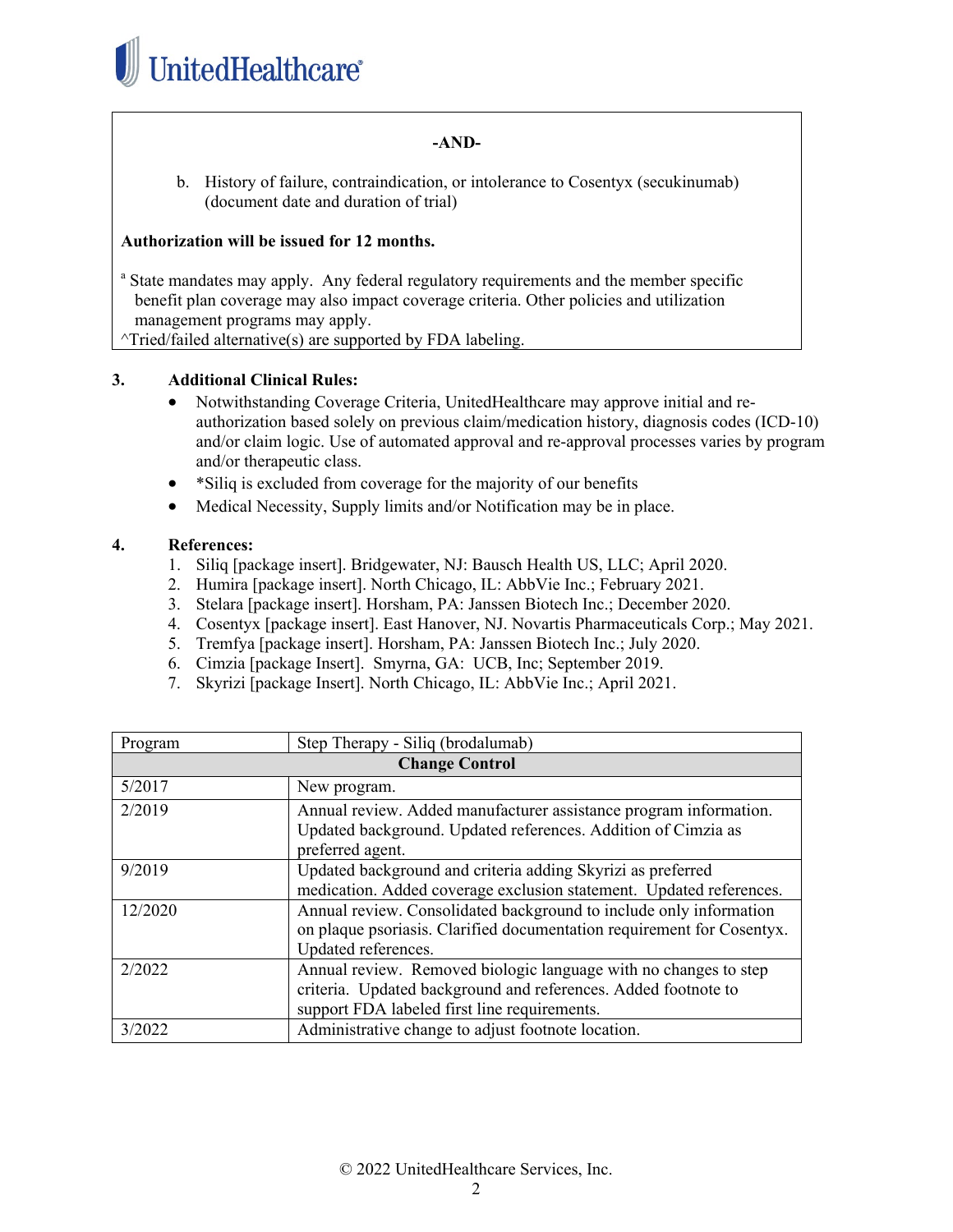**-AND-**

b. History of failure, contraindication, or intolerance to Cosentyx (secukinumab) (document date and duration of trial)

**Authorization will be issued for 12 months.**

[a] State mandates may apply. Any federal regulatory requirements and the member specific benefit plan coverage may also impact coverage criteria. Other policies and utilization management programs may apply.

^Tried/failed alternative(s) are supported by FDA labeling.

## 3. Additional Clinical Rules:

- Notwithstanding Coverage Criteria, UnitedHealthcare may approve initial and re-authorization based solely on previous claim/medication history, diagnosis codes (ICD-10) and/or claim logic. Use of automated approval and re-approval processes varies by program and/or therapeutic class.
- *Siliq is excluded from coverage for the majority of our benefits
- Medical Necessity, Supply limits and/or Notification may be in place.

## 4. References:

1. Siliq [package insert]. Bridgewater, NJ: Bausch Health US, LLC; April 2020.
2. Humira [package insert]. North Chicago, IL: AbbVie Inc.; February 2021.
3. Stelara [package insert]. Horsham, PA: Janssen Biotech Inc.; December 2020.
4. Cosentyx [package insert]. East Hanover, NJ. Novartis Pharmaceuticals Corp.; May 2021.
5. Tremfya [package insert]. Horsham, PA: Janssen Biotech Inc.; July 2020.
6. Cimzia [package Insert]. Smyrna, GA: UCB, Inc; September 2019.
7. Skyrizi [package Insert]. North Chicago, IL: AbbVie Inc.; April 2021.

| Program | Step Therapy - Siliq (brodalumab) |
|---|---|
| **Change Control** | |
| 5/2017 | New program. |
| 2/2019 | Annual review. Added manufacturer assistance program information. Updated background. Updated references. Addition of Cimzia as preferred agent. |
| 9/2019 | Updated background and criteria adding Skyrizi as preferred medication. Added coverage exclusion statement. Updated references. |
| 12/2020 | Annual review. Consolidated background to include only information on plaque psoriasis. Clarified documentation requirement for Cosentyx. Updated references. |
| 2/2022 | Annual review. Removed biologic language with no changes to step criteria. Updated background and references. Added footnote to support FDA labeled first line requirements. |
| 3/2022 | Administrative change to adjust footnote location. |

© 2022 UnitedHealthcare Services, Inc.